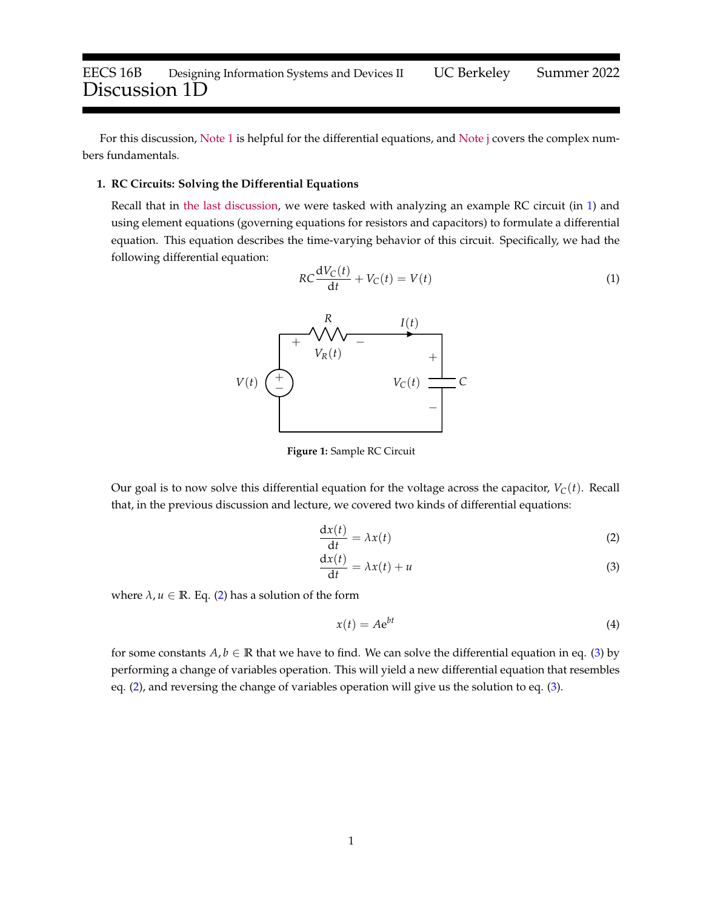# EECS 16B Designing Information Systems and Devices II UC Berkeley Summer 2022
# Discussion 1D

For this discussion, Note 1 is helpful for the differential equations, and Note j covers the complex numbers fundamentals.

**1. RC Circuits: Solving the Differential Equations**

Recall that in the last discussion, we were tasked with analyzing an example RC circuit (in 1) and using element equations (governing equations for resistors and capacitors) to formulate a differential equation. This equation describes the time-varying behavior of this circuit. Specifically, we had the following differential equation:

$$RC\frac{\mathrm{d}V_C(t)}{\mathrm{d}t} + V_C(t) = V(t) \tag{1}$$

**Figure 1:** Sample RC Circuit

Our goal is to now solve this differential equation for the voltage across the capacitor, $V_C(t)$. Recall that, in the previous discussion and lecture, we covered two kinds of differential equations:

$$\frac{\mathrm{d}x(t)}{\mathrm{d}t} = \lambda x(t) \tag{2}$$

$$\frac{\mathrm{d}x(t)}{\mathrm{d}t} = \lambda x(t) + u \tag{3}$$

where $\lambda, u \in \mathbb{R}$. Eq. (2) has a solution of the form

$$x(t) = Ae^{bt} \tag{4}$$

for some constants $A, b \in \mathbb{R}$ that we have to find. We can solve the differential equation in eq. (3) by performing a change of variables operation. This will yield a new differential equation that resembles eq. (2), and reversing the change of variables operation will give us the solution to eq. (3).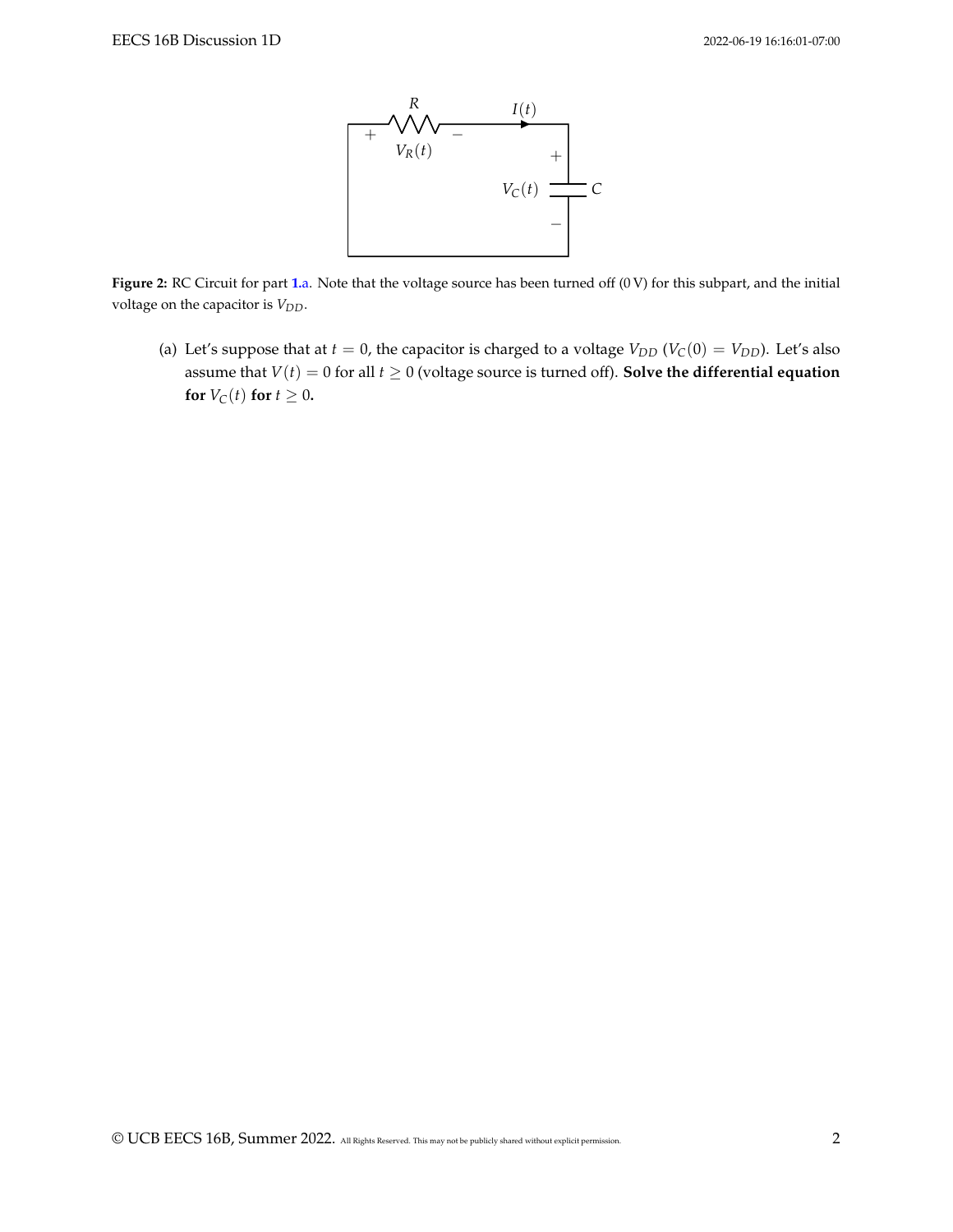Figure 2: RC Circuit for part 1.a. Note that the voltage source has been turned off (0 V) for this subpart, and the initial voltage on the capacitor is $V_{DD}$.

(a) Let's suppose that at $t = 0$, the capacitor is charged to a voltage $V_{DD}$ ($V_C(0) = V_{DD}$). Let's also assume that $V(t) = 0$ for all $t \geq 0$ (voltage source is turned off). **Solve the differential equation for $V_C(t)$ for $t \geq 0$.**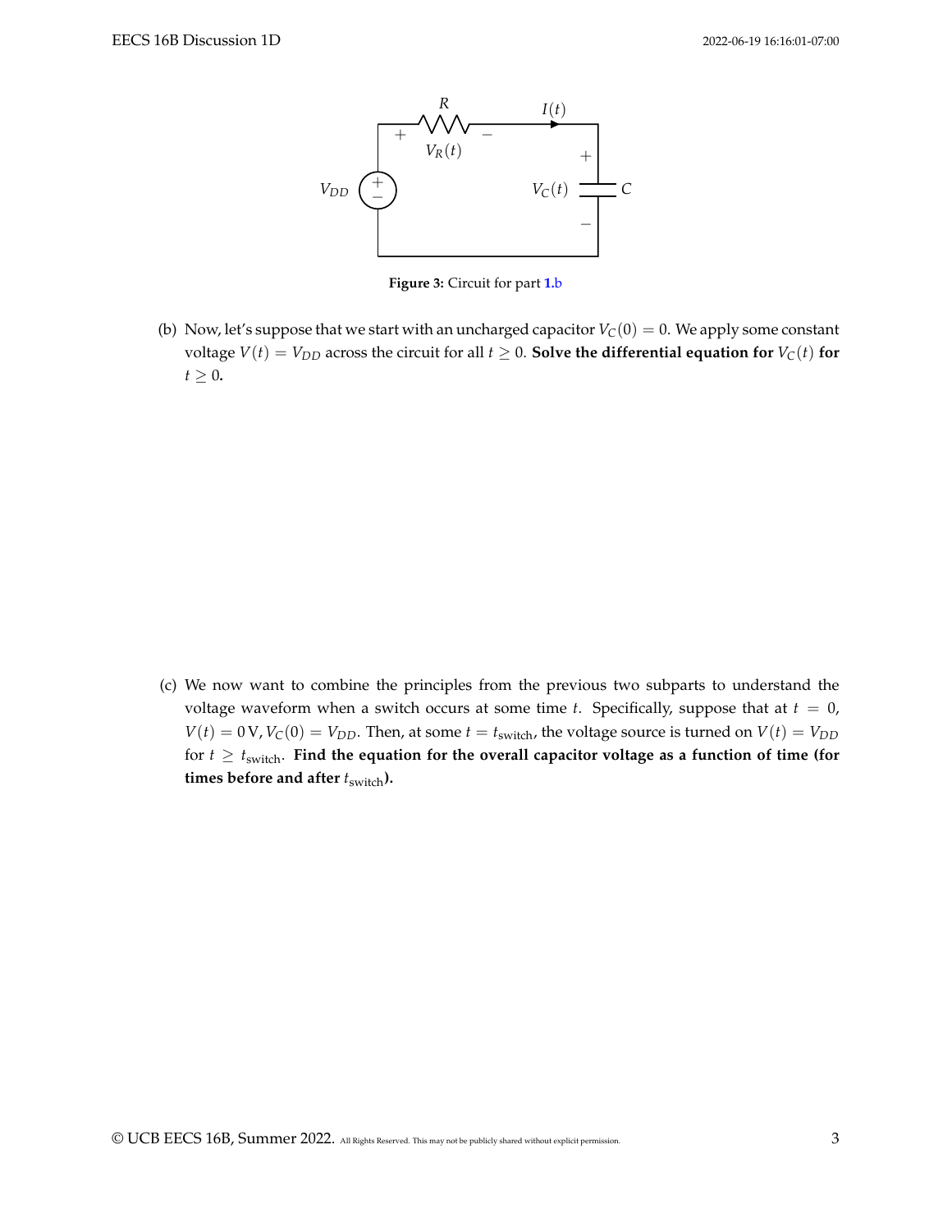**Figure 3:** Circuit for part 1.b

(b) Now, let's suppose that we start with an uncharged capacitor $V_C(0) = 0$. We apply some constant voltage $V(t) = V_{DD}$ across the circuit for all $t \geq 0$. **Solve the differential equation for $V_C(t)$ for $t \geq 0$.**

(c) We now want to combine the principles from the previous two subparts to understand the voltage waveform when a switch occurs at some time $t$. Specifically, suppose that at $t = 0$, $V(t) = 0\,\text{V}$, $V_C(0) = V_{DD}$. Then, at some $t = t_{\text{switch}}$, the voltage source is turned on $V(t) = V_{DD}$ for $t \geq t_{\text{switch}}$. **Find the equation for the overall capacitor voltage as a function of time (for times before and after $t_{\text{switch}}$).**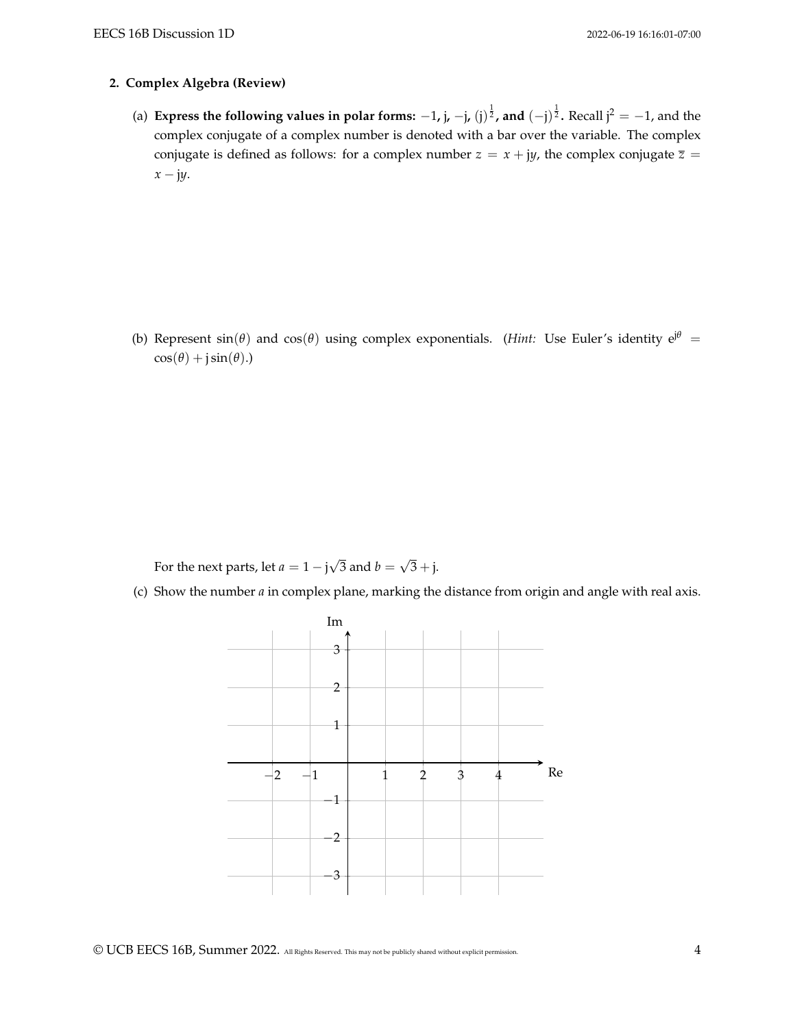**2. Complex Algebra (Review)**

(a) **Express the following values in polar forms:** $-1$, j, $-$j, $(\mathrm{j})^{\frac{1}{2}}$, **and** $(-\mathrm{j})^{\frac{1}{2}}$. Recall $\mathrm{j}^2 = -1$, and the complex conjugate of a complex number is denoted with a bar over the variable. The complex conjugate is defined as follows: for a complex number $z = x + \mathrm{j}y$, the complex conjugate $\overline{z} = x - \mathrm{j}y$.

(b) Represent $\sin(\theta)$ and $\cos(\theta)$ using complex exponentials. (*Hint:* Use Euler's identity $e^{\mathrm{j}\theta} = \cos(\theta) + \mathrm{j}\sin(\theta)$.)

For the next parts, let $a = 1 - \mathrm{j}\sqrt{3}$ and $b = \sqrt{3} + \mathrm{j}$.

(c) Show the number $a$ in complex plane, marking the distance from origin and angle with real axis.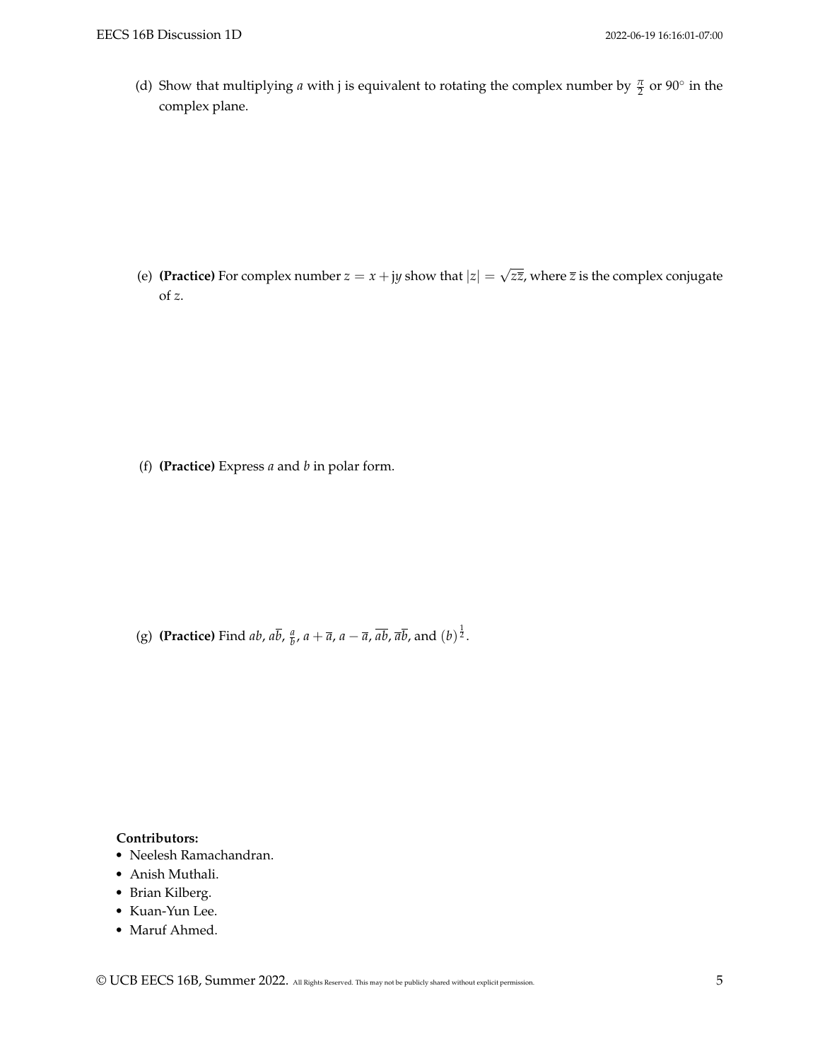(d) Show that multiplying $a$ with j is equivalent to rotating the complex number by $\frac{\pi}{2}$ or $90^\circ$ in the complex plane.

(e) **(Practice)** For complex number $z = x + \mathrm{j}y$ show that $|z| = \sqrt{z\overline{z}}$, where $\overline{z}$ is the complex conjugate of $z$.

(f) **(Practice)** Express $a$ and $b$ in polar form.

(g) **(Practice)** Find $ab$, $a\overline{b}$, $\frac{a}{b}$, $a + \overline{a}$, $a - \overline{a}$, $\overline{ab}$, $\overline{a}\overline{b}$, and $(b)^{\frac{1}{2}}$.

**Contributors:**

- Neelesh Ramachandran.
- Anish Muthali.
- Brian Kilberg.
- Kuan-Yun Lee.
- Maruf Ahmed.